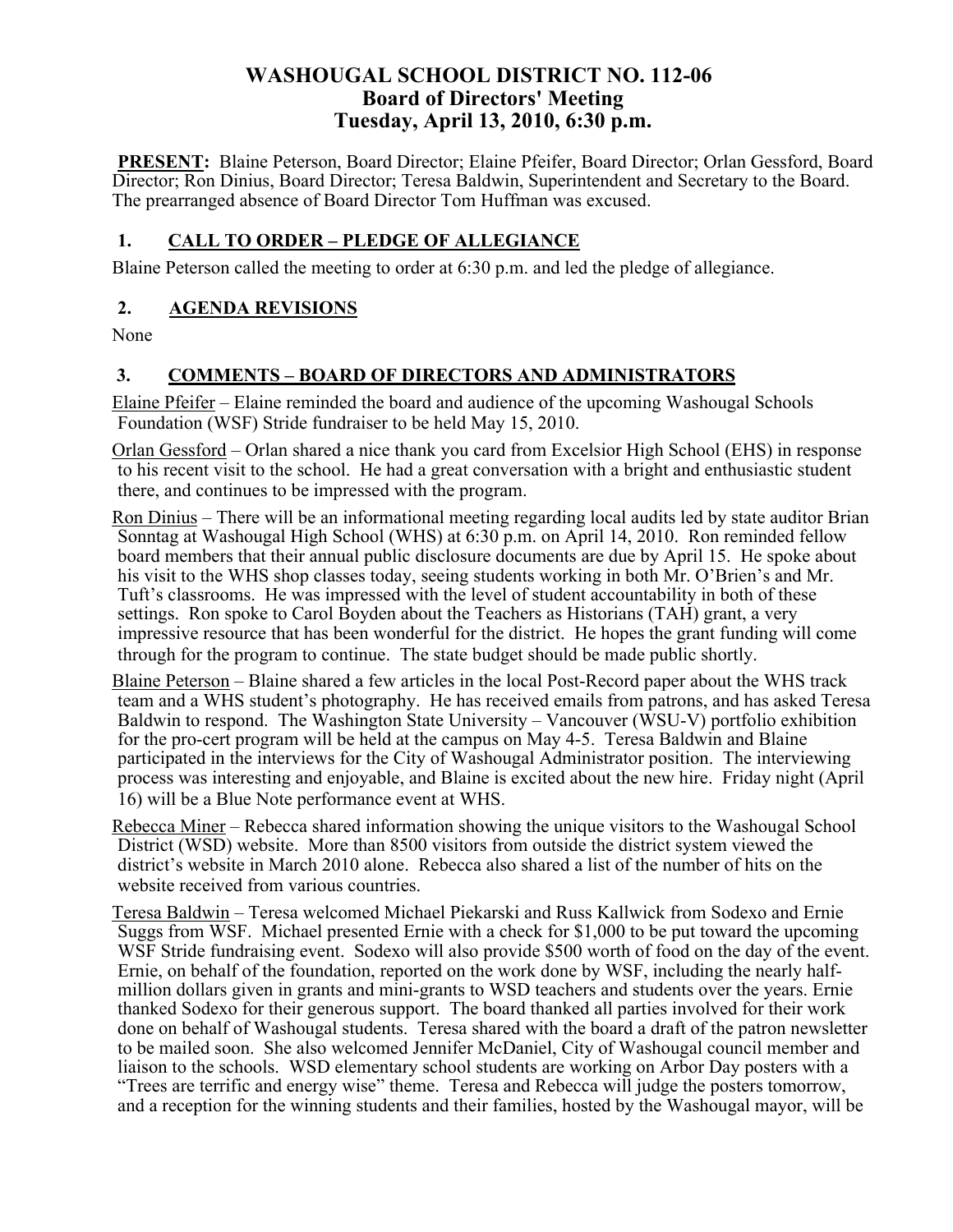# WASHOUGAL SCHOOL DISTRICT NO. 112-06
## Board of Directors' Meeting
## Tuesday, April 13, 2010, 6:30 p.m.

**PRESENT:** Blaine Peterson, Board Director; Elaine Pfeifer, Board Director; Orlan Gessford, Board Director; Ron Dinius, Board Director; Teresa Baldwin, Superintendent and Secretary to the Board. The prearranged absence of Board Director Tom Huffman was excused.

### 1. CALL TO ORDER – PLEDGE OF ALLEGIANCE

Blaine Peterson called the meeting to order at 6:30 p.m. and led the pledge of allegiance.

### 2. AGENDA REVISIONS

None

### 3. COMMENTS – BOARD OF DIRECTORS AND ADMINISTRATORS

Elaine Pfeifer – Elaine reminded the board and audience of the upcoming Washougal Schools Foundation (WSF) Stride fundraiser to be held May 15, 2010.

Orlan Gessford – Orlan shared a nice thank you card from Excelsior High School (EHS) in response to his recent visit to the school. He had a great conversation with a bright and enthusiastic student there, and continues to be impressed with the program.

Ron Dinius – There will be an informational meeting regarding local audits led by state auditor Brian Sonntag at Washougal High School (WHS) at 6:30 p.m. on April 14, 2010. Ron reminded fellow board members that their annual public disclosure documents are due by April 15. He spoke about his visit to the WHS shop classes today, seeing students working in both Mr. O'Brien's and Mr. Tuft's classrooms. He was impressed with the level of student accountability in both of these settings. Ron spoke to Carol Boyden about the Teachers as Historians (TAH) grant, a very impressive resource that has been wonderful for the district. He hopes the grant funding will come through for the program to continue. The state budget should be made public shortly.

Blaine Peterson – Blaine shared a few articles in the local Post-Record paper about the WHS track team and a WHS student's photography. He has received emails from patrons, and has asked Teresa Baldwin to respond. The Washington State University – Vancouver (WSU-V) portfolio exhibition for the pro-cert program will be held at the campus on May 4-5. Teresa Baldwin and Blaine participated in the interviews for the City of Washougal Administrator position. The interviewing process was interesting and enjoyable, and Blaine is excited about the new hire. Friday night (April 16) will be a Blue Note performance event at WHS.

Rebecca Miner – Rebecca shared information showing the unique visitors to the Washougal School District (WSD) website. More than 8500 visitors from outside the district system viewed the district's website in March 2010 alone. Rebecca also shared a list of the number of hits on the website received from various countries.

Teresa Baldwin – Teresa welcomed Michael Piekarski and Russ Kallwick from Sodexo and Ernie Suggs from WSF. Michael presented Ernie with a check for $1,000 to be put toward the upcoming WSF Stride fundraising event. Sodexo will also provide $500 worth of food on the day of the event. Ernie, on behalf of the foundation, reported on the work done by WSF, including the nearly half-million dollars given in grants and mini-grants to WSD teachers and students over the years. Ernie thanked Sodexo for their generous support. The board thanked all parties involved for their work done on behalf of Washougal students. Teresa shared with the board a draft of the patron newsletter to be mailed soon. She also welcomed Jennifer McDaniel, City of Washougal council member and liaison to the schools. WSD elementary school students are working on Arbor Day posters with a "Trees are terrific and energy wise" theme. Teresa and Rebecca will judge the posters tomorrow, and a reception for the winning students and their families, hosted by the Washougal mayor, will be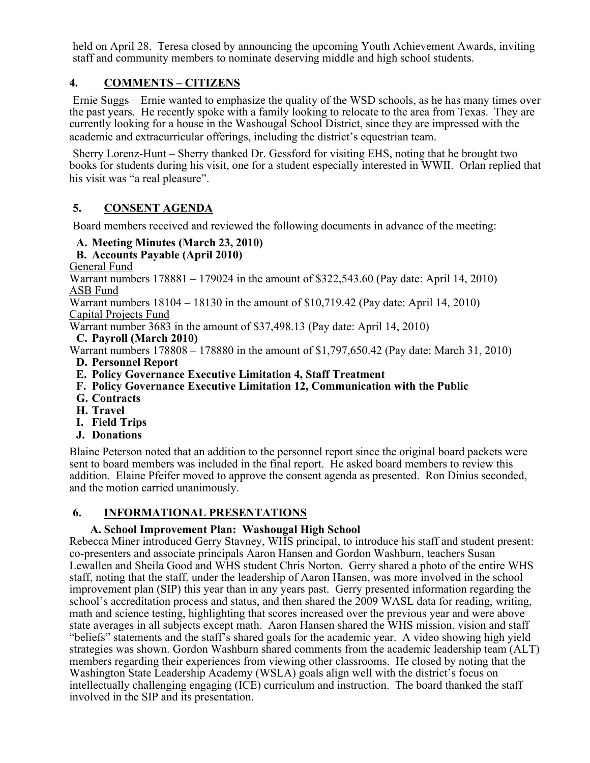held on April 28. Teresa closed by announcing the upcoming Youth Achievement Awards, inviting staff and community members to nominate deserving middle and high school students.

## 4. COMMENTS – CITIZENS

Ernie Suggs – Ernie wanted to emphasize the quality of the WSD schools, as he has many times over the past years. He recently spoke with a family looking to relocate to the area from Texas. They are currently looking for a house in the Washougal School District, since they are impressed with the academic and extracurricular offerings, including the district's equestrian team.

Sherry Lorenz-Hunt – Sherry thanked Dr. Gessford for visiting EHS, noting that he brought two books for students during his visit, one for a student especially interested in WWII. Orlan replied that his visit was "a real pleasure".

## 5. CONSENT AGENDA

Board members received and reviewed the following documents in advance of the meeting:

**A. Meeting Minutes (March 23, 2010)**

**B. Accounts Payable (April 2010)**

General Fund
Warrant numbers 178881 – 179024 in the amount of $322,543.60 (Pay date: April 14, 2010)
ASB Fund
Warrant numbers 18104 – 18130 in the amount of $10,719.42 (Pay date: April 14, 2010)
Capital Projects Fund
Warrant number 3683 in the amount of $37,498.13 (Pay date: April 14, 2010)

**C. Payroll (March 2010)**

Warrant numbers 178808 – 178880 in the amount of $1,797,650.42 (Pay date: March 31, 2010)

**D. Personnel Report**

**E. Policy Governance Executive Limitation 4, Staff Treatment**

**F. Policy Governance Executive Limitation 12, Communication with the Public**

**G. Contracts**

**H. Travel**

**I. Field Trips**

**J. Donations**

Blaine Peterson noted that an addition to the personnel report since the original board packets were sent to board members was included in the final report. He asked board members to review this addition. Elaine Pfeifer moved to approve the consent agenda as presented. Ron Dinius seconded, and the motion carried unanimously.

## 6. INFORMATIONAL PRESENTATIONS

### A. School Improvement Plan: Washougal High School

Rebecca Miner introduced Gerry Stavney, WHS principal, to introduce his staff and student present: co-presenters and associate principals Aaron Hansen and Gordon Washburn, teachers Susan Lewallen and Sheila Good and WHS student Chris Norton. Gerry shared a photo of the entire WHS staff, noting that the staff, under the leadership of Aaron Hansen, was more involved in the school improvement plan (SIP) this year than in any years past. Gerry presented information regarding the school's accreditation process and status, and then shared the 2009 WASL data for reading, writing, math and science testing, highlighting that scores increased over the previous year and were above state averages in all subjects except math. Aaron Hansen shared the WHS mission, vision and staff "beliefs" statements and the staff's shared goals for the academic year. A video showing high yield strategies was shown. Gordon Washburn shared comments from the academic leadership team (ALT) members regarding their experiences from viewing other classrooms. He closed by noting that the Washington State Leadership Academy (WSLA) goals align well with the district's focus on intellectually challenging engaging (ICE) curriculum and instruction. The board thanked the staff involved in the SIP and its presentation.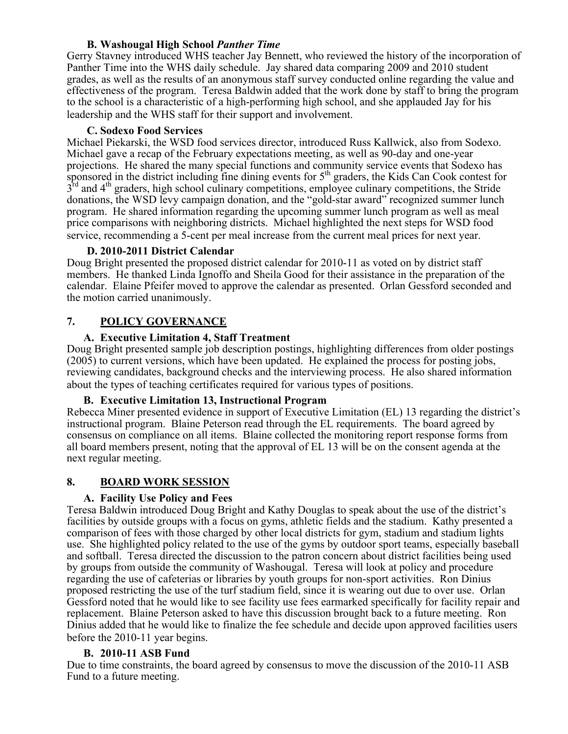**B. Washougal High School *Panther Time***

Gerry Stavney introduced WHS teacher Jay Bennett, who reviewed the history of the incorporation of Panther Time into the WHS daily schedule. Jay shared data comparing 2009 and 2010 student grades, as well as the results of an anonymous staff survey conducted online regarding the value and effectiveness of the program. Teresa Baldwin added that the work done by staff to bring the program to the school is a characteristic of a high-performing high school, and she applauded Jay for his leadership and the WHS staff for their support and involvement.

**C. Sodexo Food Services**

Michael Piekarski, the WSD food services director, introduced Russ Kallwick, also from Sodexo. Michael gave a recap of the February expectations meeting, as well as 90-day and one-year projections. He shared the many special functions and community service events that Sodexo has sponsored in the district including fine dining events for 5th graders, the Kids Can Cook contest for 3rd and 4th graders, high school culinary competitions, employee culinary competitions, the Stride donations, the WSD levy campaign donation, and the "gold-star award" recognized summer lunch program. He shared information regarding the upcoming summer lunch program as well as meal price comparisons with neighboring districts. Michael highlighted the next steps for WSD food service, recommending a 5-cent per meal increase from the current meal prices for next year.

**D. 2010-2011 District Calendar**

Doug Bright presented the proposed district calendar for 2010-11 as voted on by district staff members. He thanked Linda Ignoffo and Sheila Good for their assistance in the preparation of the calendar. Elaine Pfeifer moved to approve the calendar as presented. Orlan Gessford seconded and the motion carried unanimously.

## 7. POLICY GOVERNANCE

**A. Executive Limitation 4, Staff Treatment**

Doug Bright presented sample job description postings, highlighting differences from older postings (2005) to current versions, which have been updated. He explained the process for posting jobs, reviewing candidates, background checks and the interviewing process. He also shared information about the types of teaching certificates required for various types of positions.

**B. Executive Limitation 13, Instructional Program**

Rebecca Miner presented evidence in support of Executive Limitation (EL) 13 regarding the district's instructional program. Blaine Peterson read through the EL requirements. The board agreed by consensus on compliance on all items. Blaine collected the monitoring report response forms from all board members present, noting that the approval of EL 13 will be on the consent agenda at the next regular meeting.

## 8. BOARD WORK SESSION

**A. Facility Use Policy and Fees**

Teresa Baldwin introduced Doug Bright and Kathy Douglas to speak about the use of the district's facilities by outside groups with a focus on gyms, athletic fields and the stadium. Kathy presented a comparison of fees with those charged by other local districts for gym, stadium and stadium lights use. She highlighted policy related to the use of the gyms by outdoor sport teams, especially baseball and softball. Teresa directed the discussion to the patron concern about district facilities being used by groups from outside the community of Washougal. Teresa will look at policy and procedure regarding the use of cafeterias or libraries by youth groups for non-sport activities. Ron Dinius proposed restricting the use of the turf stadium field, since it is wearing out due to over use. Orlan Gessford noted that he would like to see facility use fees earmarked specifically for facility repair and replacement. Blaine Peterson asked to have this discussion brought back to a future meeting. Ron Dinius added that he would like to finalize the fee schedule and decide upon approved facilities users before the 2010-11 year begins.

**B. 2010-11 ASB Fund**

Due to time constraints, the board agreed by consensus to move the discussion of the 2010-11 ASB Fund to a future meeting.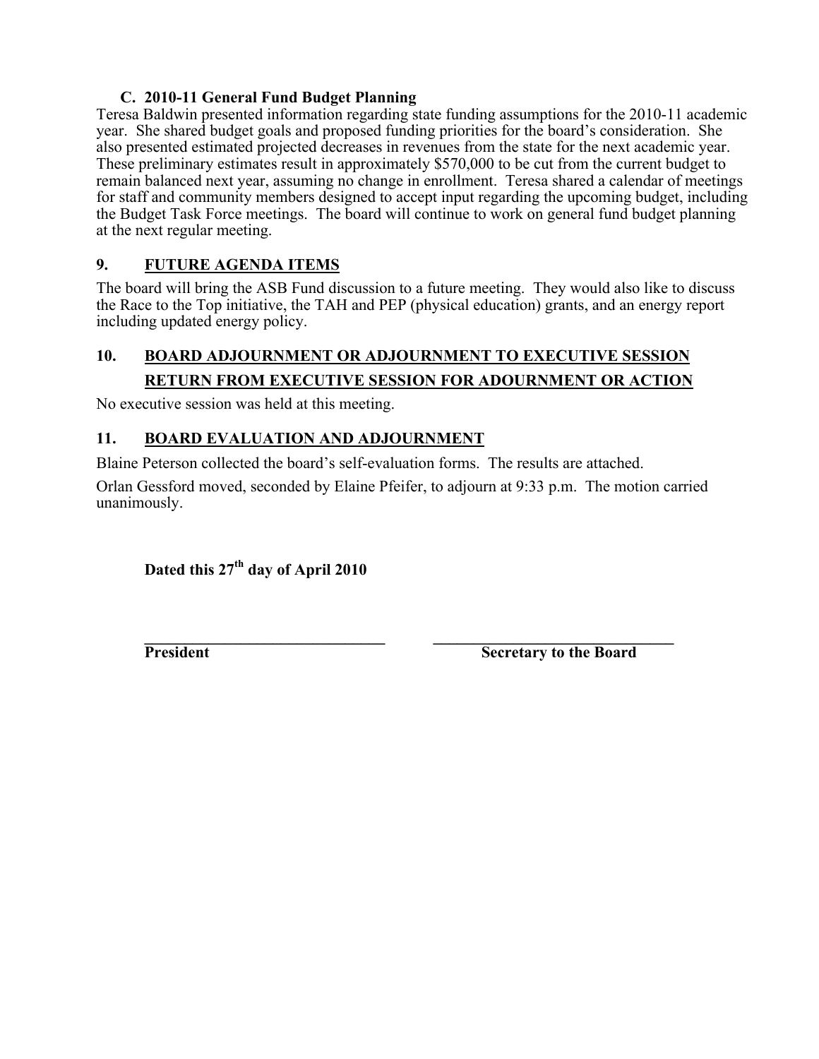### C. 2010-11 General Fund Budget Planning

Teresa Baldwin presented information regarding state funding assumptions for the 2010-11 academic year. She shared budget goals and proposed funding priorities for the board's consideration. She also presented estimated projected decreases in revenues from the state for the next academic year. These preliminary estimates result in approximately $570,000 to be cut from the current budget to remain balanced next year, assuming no change in enrollment. Teresa shared a calendar of meetings for staff and community members designed to accept input regarding the upcoming budget, including the Budget Task Force meetings. The board will continue to work on general fund budget planning at the next regular meeting.

## 9. FUTURE AGENDA ITEMS

The board will bring the ASB Fund discussion to a future meeting. They would also like to discuss the Race to the Top initiative, the TAH and PEP (physical education) grants, and an energy report including updated energy policy.

## 10. BOARD ADJOURNMENT OR ADJOURNMENT TO EXECUTIVE SESSION RETURN FROM EXECUTIVE SESSION FOR ADOURNMENT OR ACTION

No executive session was held at this meeting.

## 11. BOARD EVALUATION AND ADJOURNMENT

Blaine Peterson collected the board's self-evaluation forms. The results are attached.

Orlan Gessford moved, seconded by Elaine Pfeifer, to adjourn at 9:33 p.m. The motion carried unanimously.

**Dated this 27th day of April 2010**

| \_\_\_\_\_\_\_\_\_\_\_\_\_\_\_\_\_\_\_\_\_\_\_\_\_\_\_\_\_\_\_\_ | \_\_\_\_\_\_\_\_\_\_\_\_\_\_\_\_\_\_\_\_\_\_\_\_\_\_\_\_\_\_\_\_ |
|---|---|
| **President** | **Secretary to the Board** |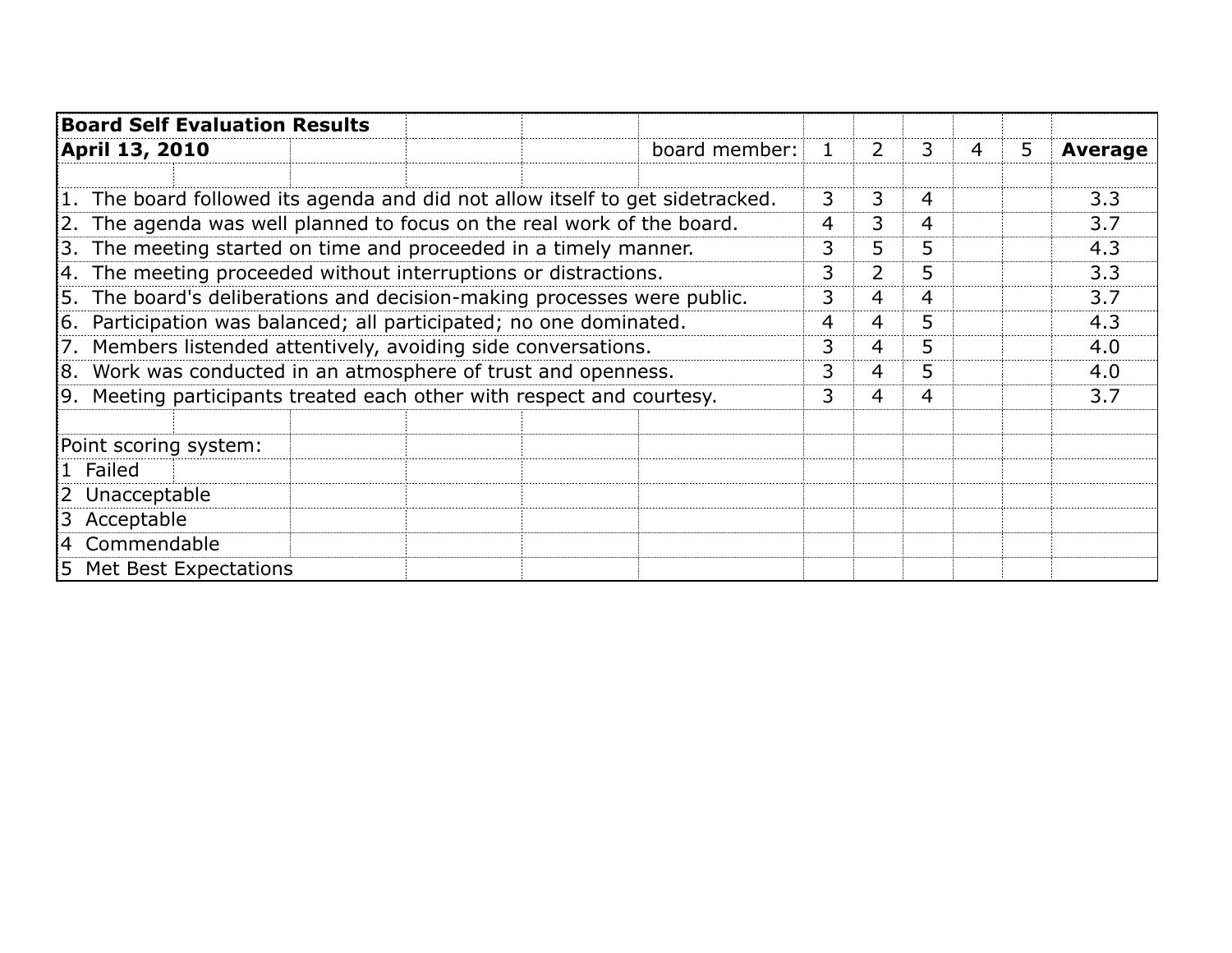## Board Self Evaluation Results

**April 13, 2010**

| | board member: 1 | 2 | 3 | 4 | 5 | **Average** |
|---|---|---|---|---|---|---|
| 1. The board followed its agenda and did not allow itself to get sidetracked. | 3 | 3 | 4 | | | 3.3 |
| 2. The agenda was well planned to focus on the real work of the board. | 4 | 3 | 4 | | | 3.7 |
| 3. The meeting started on time and proceeded in a timely manner. | 3 | 5 | 5 | | | 4.3 |
| 4. The meeting proceeded without interruptions or distractions. | 3 | 2 | 5 | | | 3.3 |
| 5. The board's deliberations and decision-making processes were public. | 3 | 4 | 4 | | | 3.7 |
| 6. Participation was balanced; all participated; no one dominated. | 4 | 4 | 5 | | | 4.3 |
| 7. Members listended attentively, avoiding side conversations. | 3 | 4 | 5 | | | 4.0 |
| 8. Work was conducted in an atmosphere of trust and openness. | 3 | 4 | 5 | | | 4.0 |
| 9. Meeting participants treated each other with respect and courtesy. | 3 | 4 | 4 | | | 3.7 |

Point scoring system:

1 Failed
2 Unacceptable
3 Acceptable
4 Commendable
5 Met Best Expectations